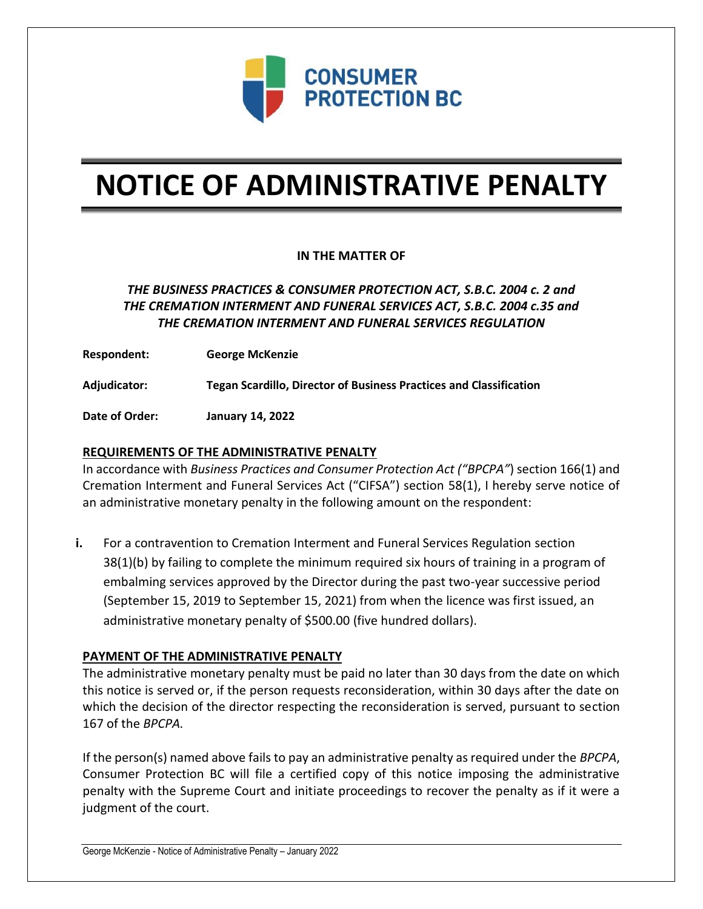CONSUMER PROTECTION BC

# NOTICE OF ADMINISTRATIVE PENALTY

**IN THE MATTER OF**

***THE BUSINESS PRACTICES & CONSUMER PROTECTION ACT, S.B.C. 2004 c. 2 and THE CREMATION INTERMENT AND FUNERAL SERVICES ACT, S.B.C. 2004 c.35 and THE CREMATION INTERMENT AND FUNERAL SERVICES REGULATION***

**Respondent:** **George McKenzie**

**Adjudicator:** **Tegan Scardillo, Director of Business Practices and Classification**

**Date of Order:** **January 14, 2022**

## REQUIREMENTS OF THE ADMINISTRATIVE PENALTY

In accordance with *Business Practices and Consumer Protection Act ("BPCPA"*) section 166(1) and Cremation Interment and Funeral Services Act ("CIFSA") section 58(1), I hereby serve notice of an administrative monetary penalty in the following amount on the respondent:

**i.** For a contravention to Cremation Interment and Funeral Services Regulation section 38(1)(b) by failing to complete the minimum required six hours of training in a program of embalming services approved by the Director during the past two-year successive period (September 15, 2019 to September 15, 2021) from when the licence was first issued, an administrative monetary penalty of $500.00 (five hundred dollars).

## PAYMENT OF THE ADMINISTRATIVE PENALTY

The administrative monetary penalty must be paid no later than 30 days from the date on which this notice is served or, if the person requests reconsideration, within 30 days after the date on which the decision of the director respecting the reconsideration is served, pursuant to section 167 of the *BPCPA.*

If the person(s) named above fails to pay an administrative penalty as required under the *BPCPA*, Consumer Protection BC will file a certified copy of this notice imposing the administrative penalty with the Supreme Court and initiate proceedings to recover the penalty as if it were a judgment of the court.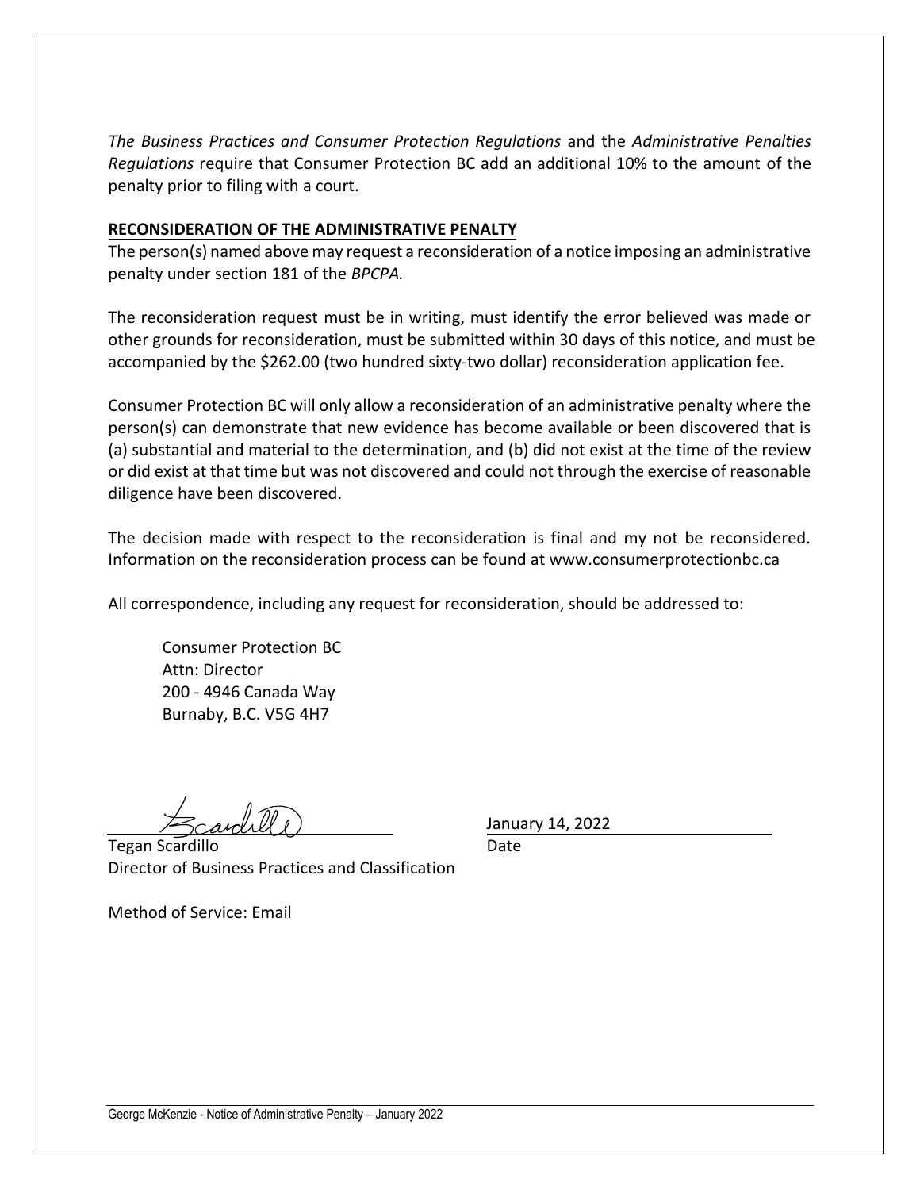*The Business Practices and Consumer Protection Regulations* and the *Administrative Penalties Regulations* require that Consumer Protection BC add an additional 10% to the amount of the penalty prior to filing with a court.

**RECONSIDERATION OF THE ADMINISTRATIVE PENALTY**

The person(s) named above may request a reconsideration of a notice imposing an administrative penalty under section 181 of the *BPCPA.*

The reconsideration request must be in writing, must identify the error believed was made or other grounds for reconsideration, must be submitted within 30 days of this notice, and must be accompanied by the $262.00 (two hundred sixty-two dollar) reconsideration application fee.

Consumer Protection BC will only allow a reconsideration of an administrative penalty where the person(s) can demonstrate that new evidence has become available or been discovered that is (a) substantial and material to the determination, and (b) did not exist at the time of the review or did exist at that time but was not discovered and could not through the exercise of reasonable diligence have been discovered.

The decision made with respect to the reconsideration is final and my not be reconsidered. Information on the reconsideration process can be found at www.consumerprotectionbc.ca

All correspondence, including any request for reconsideration, should be addressed to:

Consumer Protection BC
Attn: Director
200 - 4946 Canada Way
Burnaby, B.C. V5G 4H7

Tegan Scardillo
Director of Business Practices and Classification

January 14, 2022
Date

Method of Service: Email